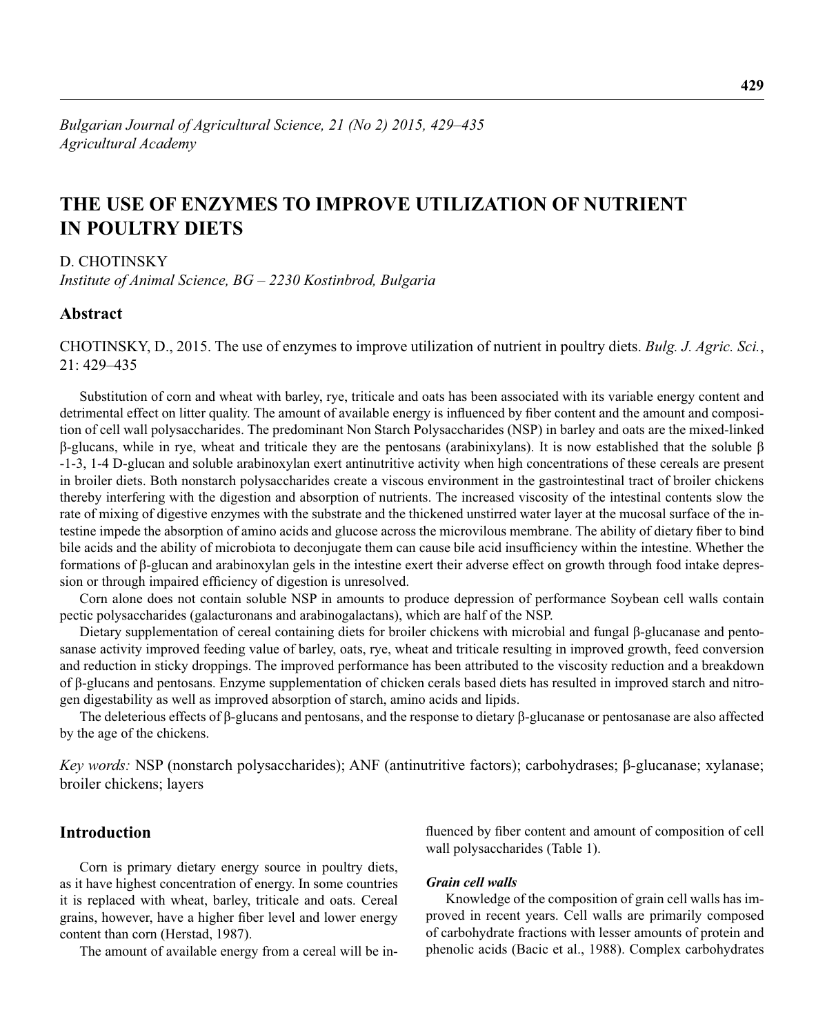*Bulgarian Journal of Agricultural Science, 21 (No 2) 2015, 429–435*
*Agricultural Academy*

# THE USE OF ENZYMES TO IMPROVE UTILIZATION OF NUTRIENT IN POULTRY DIETS

D. CHOTINSKY

*Institute of Animal Science, BG – 2230 Kostinbrod, Bulgaria*

## Abstract

CHOTINSKY, D., 2015. The use of enzymes to improve utilization of nutrient in poultry diets. *Bulg. J. Agric. Sci.*, 21: 429–435

Substitution of corn and wheat with barley, rye, triticale and oats has been associated with its variable energy content and detrimental effect on litter quality. The amount of available energy is influenced by fiber content and the amount and composition of cell wall polysaccharides. The predominant Non Starch Polysaccharides (NSP) in barley and oats are the mixed-linked β-glucans, while in rye, wheat and triticale they are the pentosans (arabinixylans). It is now established that the soluble β -1-3, 1-4 D-glucan and soluble arabinoxylan exert antinutritive activity when high concentrations of these cereals are present in broiler diets. Both nonstarch polysaccharides create a viscous environment in the gastrointestinal tract of broiler chickens thereby interfering with the digestion and absorption of nutrients. The increased viscosity of the intestinal contents slow the rate of mixing of digestive enzymes with the substrate and the thickened unstirred water layer at the mucosal surface of the intestine impede the absorption of amino acids and glucose across the microvilous membrane. The ability of dietary fiber to bind bile acids and the ability of microbiota to deconjugate them can cause bile acid insufficiency within the intestine. Whether the formations of β-glucan and arabinoxylan gels in the intestine exert their adverse effect on growth through food intake depression or through impaired efficiency of digestion is unresolved.

Corn alone does not contain soluble NSP in amounts to produce depression of performance Soybean cell walls contain pectic polysaccharides (galacturonans and arabinogalactans), which are half of the NSP.

Dietary supplementation of cereal containing diets for broiler chickens with microbial and fungal β-glucanase and pentosanase activity improved feeding value of barley, oats, rye, wheat and triticale resulting in improved growth, feed conversion and reduction in sticky droppings. The improved performance has been attributed to the viscosity reduction and a breakdown of β-glucans and pentosans. Enzyme supplementation of chicken cerals based diets has resulted in improved starch and nitrogen digestability as well as improved absorption of starch, amino acids and lipids.

The deleterious effects of β-glucans and pentosans, and the response to dietary β-glucanase or pentosanase are also affected by the age of the chickens.

*Key words:* NSP (nonstarch polysaccharides); ANF (antinutritive factors); carbohydrases; β-glucanase; xylanase; broiler chickens; layers

## Introduction

Corn is primary dietary energy source in poultry diets, as it have highest concentration of energy. In some countries it is replaced with wheat, barley, triticale and oats. Cereal grains, however, have a higher fiber level and lower energy content than corn (Herstad, 1987).

The amount of available energy from a cereal will be influenced by fiber content and amount of composition of cell wall polysaccharides (Table 1).

### *Grain cell walls*

Knowledge of the composition of grain cell walls has improved in recent years. Cell walls are primarily composed of carbohydrate fractions with lesser amounts of protein and phenolic acids (Bacic et al., 1988). Complex carbohydrates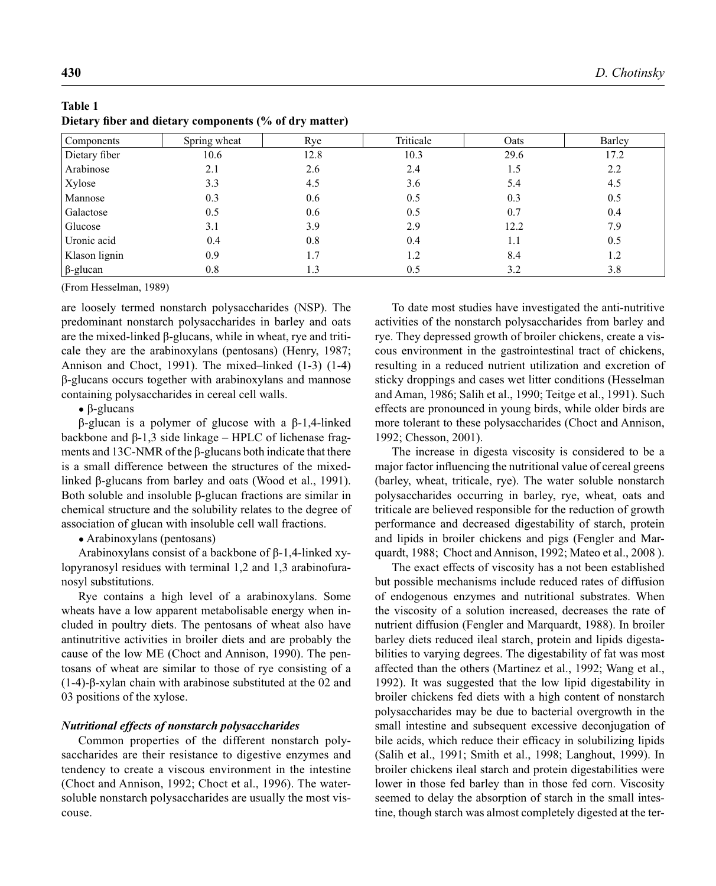**Table 1**
**Dietary fiber and dietary components (% of dry matter)**

| Components | Spring wheat | Rye | Triticale | Oats | Barley |
|---|---|---|---|---|---|
| Dietary fiber | 10.6 | 12.8 | 10.3 | 29.6 | 17.2 |
| Arabinose | 2.1 | 2.6 | 2.4 | 1.5 | 2.2 |
| Xylose | 3.3 | 4.5 | 3.6 | 5.4 | 4.5 |
| Mannose | 0.3 | 0.6 | 0.5 | 0.3 | 0.5 |
| Galactose | 0.5 | 0.6 | 0.5 | 0.7 | 0.4 |
| Glucose | 3.1 | 3.9 | 2.9 | 12.2 | 7.9 |
| Uronic acid | 0.4 | 0.8 | 0.4 | 1.1 | 0.5 |
| Klason lignin | 0.9 | 1.7 | 1.2 | 8.4 | 1.2 |
| β-glucan | 0.8 | 1.3 | 0.5 | 3.2 | 3.8 |

(From Hesselman, 1989)

are loosely termed nonstarch polysaccharides (NSP). The predominant nonstarch polysaccharides in barley and oats are the mixed-linked β-glucans, while in wheat, rye and triticale they are the arabinoxylans (pentosans) (Henry, 1987; Annison and Choct, 1991). The mixed–linked (1-3) (1-4) β-glucans occurs together with arabinoxylans and mannose containing polysaccharides in cereal cell walls.

- β-glucans

β-glucan is a polymer of glucose with a β-1,4-linked backbone and β-1,3 side linkage – HPLC of lichenase fragments and 13C-NMR of the β-glucans both indicate that there is a small difference between the structures of the mixed-linked β-glucans from barley and oats (Wood et al., 1991). Both soluble and insoluble β-glucan fractions are similar in chemical structure and the solubility relates to the degree of association of glucan with insoluble cell wall fractions.

- Arabinoxylans (pentosans)

Arabinoxylans consist of a backbone of β-1,4-linked xylopyranosyl residues with terminal 1,2 and 1,3 arabinofuranosyl substitutions.

Rye contains a high level of a arabinoxylans. Some wheats have a low apparent metabolisable energy when included in poultry diets. The pentosans of wheat also have antinutritive activities in broiler diets and are probably the cause of the low ME (Choct and Annison, 1990). The pentosans of wheat are similar to those of rye consisting of a (1-4)-β-xylan chain with arabinose substituted at the 02 and 03 positions of the xylose.

### *Nutritional effects of nonstarch polysaccharides*

Common properties of the different nonstarch polysaccharides are their resistance to digestive enzymes and tendency to create a viscous environment in the intestine (Choct and Annison, 1992; Choct et al., 1996). The water-soluble nonstarch polysaccharides are usually the most viscouse.

To date most studies have investigated the anti-nutritive activities of the nonstarch polysaccharides from barley and rye. They depressed growth of broiler chickens, create a viscous environment in the gastrointestinal tract of chickens, resulting in a reduced nutrient utilization and excretion of sticky droppings and cases wet litter conditions (Hesselman and Aman, 1986; Salih et al., 1990; Teitge et al., 1991). Such effects are pronounced in young birds, while older birds are more tolerant to these polysaccharides (Choct and Annison, 1992; Chesson, 2001).

The increase in digesta viscosity is considered to be a major factor influencing the nutritional value of cereal greens (barley, wheat, triticale, rye). The water soluble nonstarch polysaccharides occurring in barley, rye, wheat, oats and triticale are believed responsible for the reduction of growth performance and decreased digestability of starch, protein and lipids in broiler chickens and pigs (Fengler and Marquardt, 1988; Choct and Annison, 1992; Mateo et al., 2008 ).

The exact effects of viscosity has a not been established but possible mechanisms include reduced rates of diffusion of endogenous enzymes and nutritional substrates. When the viscosity of a solution increased, decreases the rate of nutrient diffusion (Fengler and Marquardt, 1988). In broiler barley diets reduced ileal starch, protein and lipids digestabilities to varying degrees. The digestability of fat was most affected than the others (Martinez et al., 1992; Wang et al., 1992). It was suggested that the low lipid digestability in broiler chickens fed diets with a high content of nonstarch polysaccharides may be due to bacterial overgrowth in the small intestine and subsequent excessive deconjugation of bile acids, which reduce their efficacy in solubilizing lipids (Salih et al., 1991; Smith et al., 1998; Langhout, 1999). In broiler chickens ileal starch and protein digestabilities were lower in those fed barley than in those fed corn. Viscosity seemed to delay the absorption of starch in the small intestine, though starch was almost completely digested at the ter-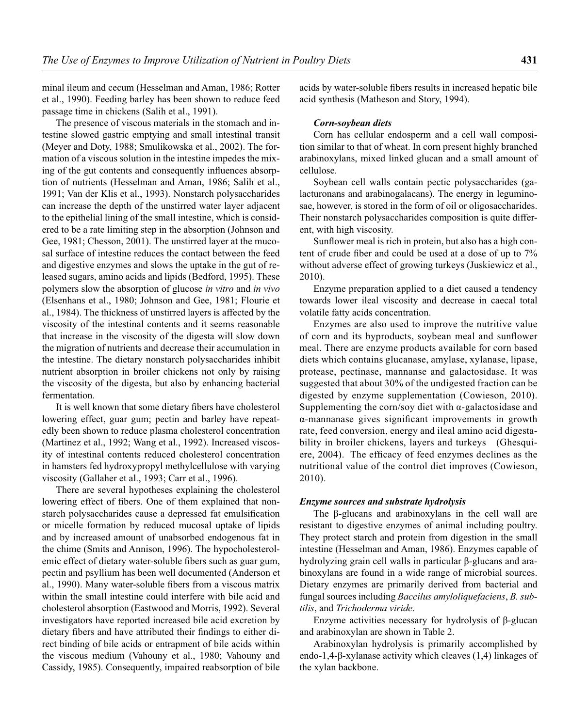minal ileum and cecum (Hesselman and Aman, 1986; Rotter et al., 1990). Feeding barley has been shown to reduce feed passage time in chickens (Salih et al., 1991).

The presence of viscous materials in the stomach and intestine slowed gastric emptying and small intestinal transit (Meyer and Doty, 1988; Smulikowska et al., 2002). The formation of a viscous solution in the intestine impedes the mixing of the gut contents and consequently influences absorption of nutrients (Hesselman and Aman, 1986; Salih et al., 1991; Van der Klis et al., 1993). Nonstarch polysaccharides can increase the depth of the unstirred water layer adjacent to the epithelial lining of the small intestine, which is considered to be a rate limiting step in the absorption (Johnson and Gee, 1981; Chesson, 2001). The unstirred layer at the mucosal surface of intestine reduces the contact between the feed and digestive enzymes and slows the uptake in the gut of released sugars, amino acids and lipids (Bedford, 1995). These polymers slow the absorption of glucose *in vitro* and *in vivo* (Elsenhans et al., 1980; Johnson and Gee, 1981; Flourie et al., 1984). The thickness of unstirred layers is affected by the viscosity of the intestinal contents and it seems reasonable that increase in the viscosity of the digesta will slow down the migration of nutrients and decrease their accumulation in the intestine. The dietary nonstarch polysaccharides inhibit nutrient absorption in broiler chickens not only by raising the viscosity of the digesta, but also by enhancing bacterial fermentation.

It is well known that some dietary fibers have cholesterol lowering effect, guar gum; pectin and barley have repeatedly been shown to reduce plasma cholesterol concentration (Martinez et al., 1992; Wang et al., 1992). Increased viscosity of intestinal contents reduced cholesterol concentration in hamsters fed hydroxypropyl methylcellulose with varying viscosity (Gallaher et al., 1993; Carr et al., 1996).

There are several hypotheses explaining the cholesterol lowering effect of fibers. One of them explained that nonstarch polysaccharides cause a depressed fat emulsification or micelle formation by reduced mucosal uptake of lipids and by increased amount of unabsorbed endogenous fat in the chime (Smits and Annison, 1996). The hypocholesterolemic effect of dietary water-soluble fibers such as guar gum, pectin and psyllium has been well documented (Anderson et al., 1990). Many water-soluble fibers from a viscous matrix within the small intestine could interfere with bile acid and cholesterol absorption (Eastwood and Morris, 1992). Several investigators have reported increased bile acid excretion by dietary fibers and have attributed their findings to either direct binding of bile acids or entrapment of bile acids within the viscous medium (Vahouny et al., 1980; Vahouny and Cassidy, 1985). Consequently, impaired reabsorption of bile acids by water-soluble fibers results in increased hepatic bile acid synthesis (Matheson and Story, 1994).

### *Corn-soybean diets*

Corn has cellular endosperm and a cell wall composition similar to that of wheat. In corn present highly branched arabinoxylans, mixed linked glucan and a small amount of cellulose.

Soybean cell walls contain pectic polysaccharides (galacturonans and arabinogalacans). The energy in leguminosae, however, is stored in the form of oil or oligosaccharides. Their nonstarch polysaccharides composition is quite different, with high viscosity.

Sunflower meal is rich in protein, but also has a high content of crude fiber and could be used at a dose of up to 7% without adverse effect of growing turkeys (Juskiewicz et al., 2010).

Enzyme preparation applied to a diet caused a tendency towards lower ileal viscosity and decrease in caecal total volatile fatty acids concentration.

Enzymes are also used to improve the nutritive value of corn and its byproducts, soybean meal and sunflower meal. There are enzyme products available for corn based diets which contains glucanase, amylase, xylanase, lipase, protease, pectinase, mannanse and galactosidase. It was suggested that about 30% of the undigested fraction can be digested by enzyme supplementation (Cowieson, 2010). Supplementing the corn/soy diet with α-galactosidase and α-mannanase gives significant improvements in growth rate, feed conversion, energy and ileal amino acid digestability in broiler chickens, layers and turkeys (Ghesquiere, 2004). The efficacy of feed enzymes declines as the nutritional value of the control diet improves (Cowieson, 2010).

### *Enzyme sources and substrate hydrolysis*

The β-glucans and arabinoxylans in the cell wall are resistant to digestive enzymes of animal including poultry. They protect starch and protein from digestion in the small intestine (Hesselman and Aman, 1986). Enzymes capable of hydrolyzing grain cell walls in particular β-glucans and arabinoxylans are found in a wide range of microbial sources. Dietary enzymes are primarily derived from bacterial and fungal sources including *Baccilus amyloliquefaciens*, *B. subtilis*, and *Trichoderma viride*.

Enzyme activities necessary for hydrolysis of β-glucan and arabinoxylan are shown in Table 2.

Arabinoxylan hydrolysis is primarily accomplished by endo-1,4-β-xylanase activity which cleaves (1,4) linkages of the xylan backbone.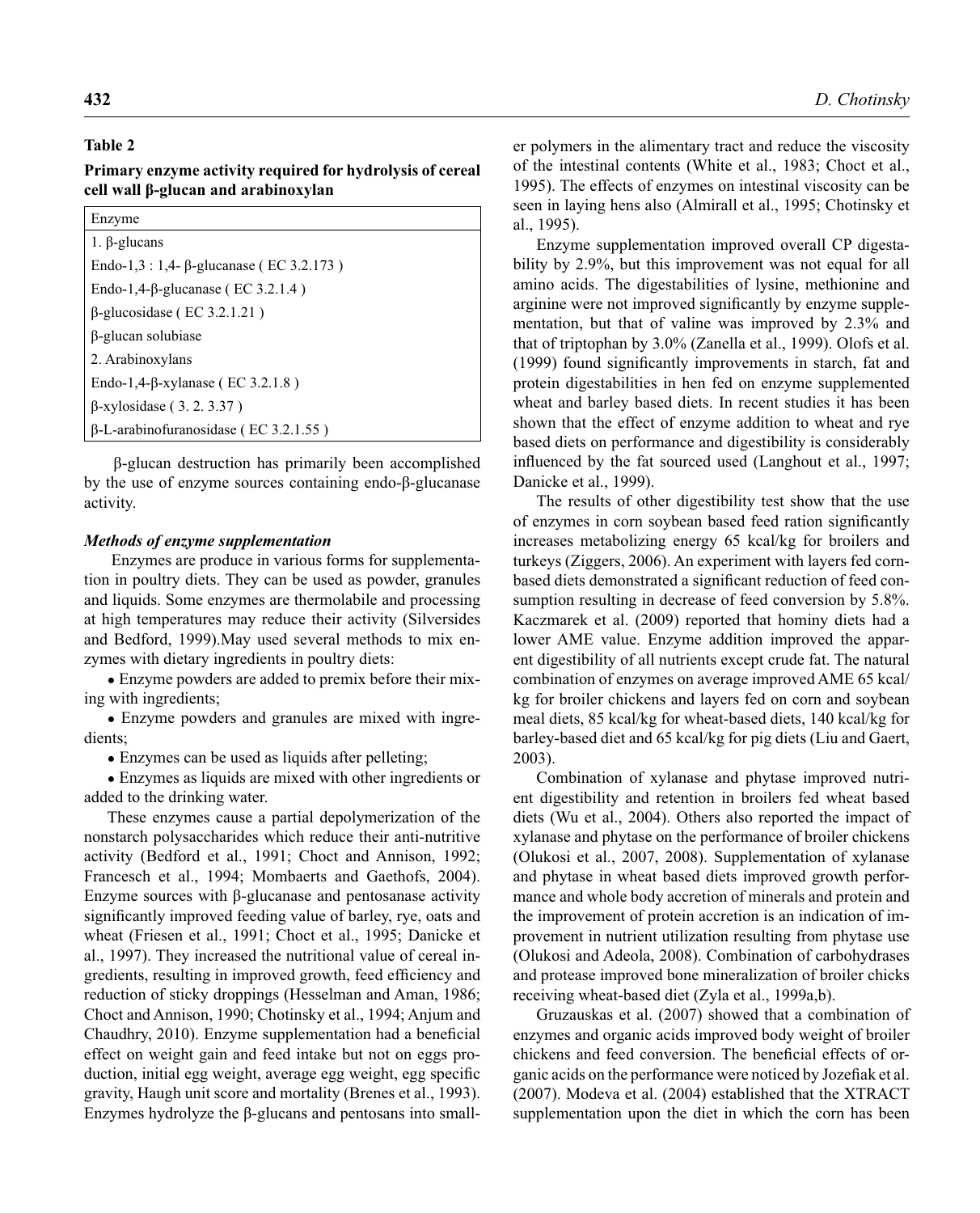**Table 2**

**Primary enzyme activity required for hydrolysis of cereal cell wall β-glucan and arabinoxylan**

| Enzyme |
|---|
| 1. β-glucans |
| Endo-1,3 : 1,4- β-glucanase ( EC 3.2.173 ) |
| Endo-1,4-β-glucanase ( EC 3.2.1.4 ) |
| β-glucosidase ( EC 3.2.1.21 ) |
| β-glucan solubiase |
| 2. Arabinoxylans |
| Endo-1,4-β-xylanase ( EC 3.2.1.8 ) |
| β-xylosidase ( 3. 2. 3.37 ) |
| β-L-arabinofuranosidase ( EC 3.2.1.55 ) |

β-glucan destruction has primarily been accomplished by the use of enzyme sources containing endo-β-glucanase activity.

### *Methods of enzyme supplementation*

Enzymes are produce in various forms for supplementation in poultry diets. They can be used as powder, granules and liquids. Some enzymes are thermolabile and processing at high temperatures may reduce their activity (Silversides and Bedford, 1999).May used several methods to mix enzymes with dietary ingredients in poultry diets:

- Enzyme powders are added to premix before their mixing with ingredients;
- Enzyme powders and granules are mixed with ingredients;
- Enzymes can be used as liquids after pelleting;
- Enzymes as liquids are mixed with other ingredients or added to the drinking water.

These enzymes cause a partial depolymerization of the nonstarch polysaccharides which reduce their anti-nutritive activity (Bedford et al., 1991; Choct and Annison, 1992; Francesch et al., 1994; Mombaerts and Gaethofs, 2004). Enzyme sources with β-glucanase and pentosanase activity significantly improved feeding value of barley, rye, oats and wheat (Friesen et al., 1991; Choct et al., 1995; Danicke et al., 1997). They increased the nutritional value of cereal ingredients, resulting in improved growth, feed efficiency and reduction of sticky droppings (Hesselman and Aman, 1986; Choct and Annison, 1990; Chotinsky et al., 1994; Anjum and Chaudhry, 2010). Enzyme supplementation had a beneficial effect on weight gain and feed intake but not on eggs production, initial egg weight, average egg weight, egg specific gravity, Haugh unit score and mortality (Brenes et al., 1993). Enzymes hydrolyze the β-glucans and pentosans into smaller polymers in the alimentary tract and reduce the viscosity of the intestinal contents (White et al., 1983; Choct et al., 1995). The effects of enzymes on intestinal viscosity can be seen in laying hens also (Almirall et al., 1995; Chotinsky et al., 1995).

Enzyme supplementation improved overall CP digestability by 2.9%, but this improvement was not equal for all amino acids. The digestabilities of lysine, methionine and arginine were not improved significantly by enzyme supplementation, but that of valine was improved by 2.3% and that of triptophan by 3.0% (Zanella et al., 1999). Olofs et al. (1999) found significantly improvements in starch, fat and protein digestabilities in hen fed on enzyme supplemented wheat and barley based diets. In recent studies it has been shown that the effect of enzyme addition to wheat and rye based diets on performance and digestibility is considerably influenced by the fat sourced used (Langhout et al., 1997; Danicke et al., 1999).

The results of other digestibility test show that the use of enzymes in corn soybean based feed ration significantly increases metabolizing energy 65 kcal/kg for broilers and turkeys (Ziggers, 2006). An experiment with layers fed corn-based diets demonstrated a significant reduction of feed consumption resulting in decrease of feed conversion by 5.8%. Kaczmarek et al. (2009) reported that hominy diets had a lower AME value. Enzyme addition improved the apparent digestibility of all nutrients except crude fat. The natural combination of enzymes on average improved AME 65 kcal/kg for broiler chickens and layers fed on corn and soybean meal diets, 85 kcal/kg for wheat-based diets, 140 kcal/kg for barley-based diet and 65 kcal/kg for pig diets (Liu and Gaert, 2003).

Combination of xylanase and phytase improved nutrient digestibility and retention in broilers fed wheat based diets (Wu et al., 2004). Others also reported the impact of xylanase and phytase on the performance of broiler chickens (Olukosi et al., 2007, 2008). Supplementation of xylanase and phytase in wheat based diets improved growth performance and whole body accretion of minerals and protein and the improvement of protein accretion is an indication of improvement in nutrient utilization resulting from phytase use (Olukosi and Adeola, 2008). Combination of carbohydrases and protease improved bone mineralization of broiler chicks receiving wheat-based diet (Zyla et al., 1999a,b).

Gruzauskas et al. (2007) showed that a combination of enzymes and organic acids improved body weight of broiler chickens and feed conversion. The beneficial effects of organic acids on the performance were noticed by Jozefiak et al. (2007). Modeva et al. (2004) established that the XTRACT supplementation upon the diet in which the corn has been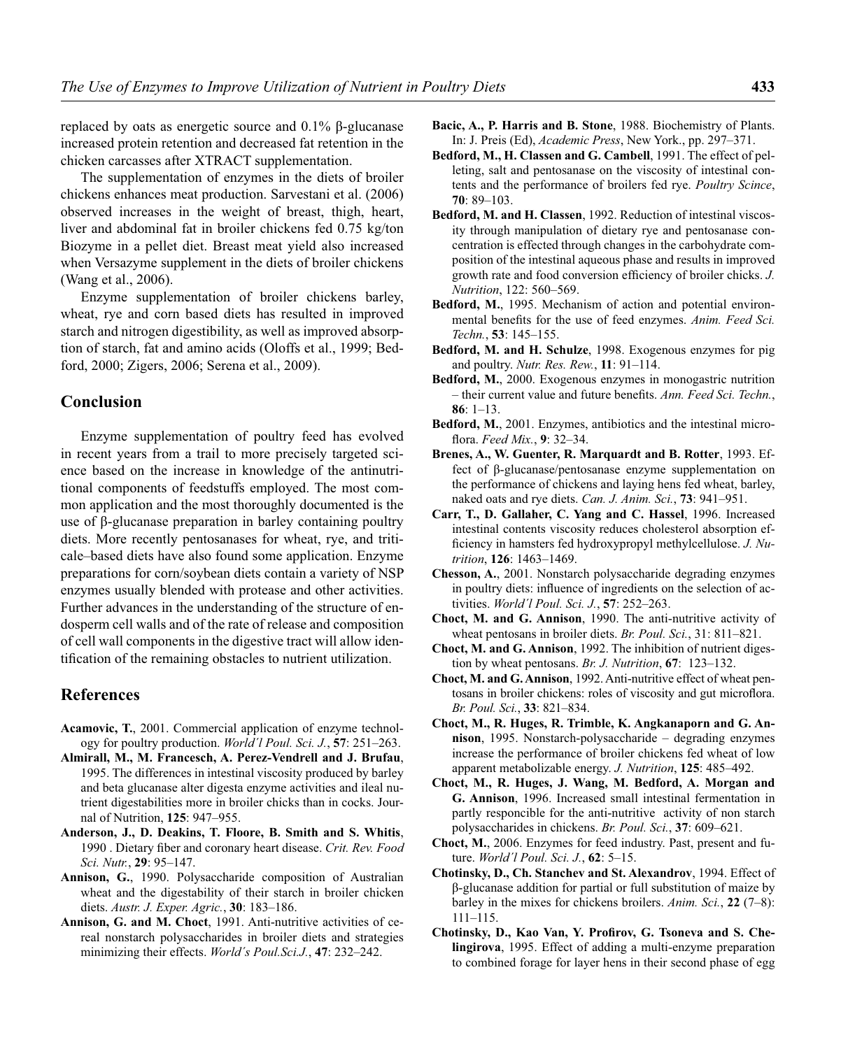replaced by oats as energetic source and 0.1% β-glucanase increased protein retention and decreased fat retention in the chicken carcasses after XTRACT supplementation.

The supplementation of enzymes in the diets of broiler chickens enhances meat production. Sarvestani et al. (2006) observed increases in the weight of breast, thigh, heart, liver and abdominal fat in broiler chickens fed 0.75 kg/ton Biozyme in a pellet diet. Breast meat yield also increased when Versazyme supplement in the diets of broiler chickens (Wang et al., 2006).

Enzyme supplementation of broiler chickens barley, wheat, rye and corn based diets has resulted in improved starch and nitrogen digestibility, as well as improved absorption of starch, fat and amino acids (Oloffs et al., 1999; Bedford, 2000; Zigers, 2006; Serena et al., 2009).

## Conclusion

Enzyme supplementation of poultry feed has evolved in recent years from a trail to more precisely targeted science based on the increase in knowledge of the antinutritional components of feedstuffs employed. The most common application and the most thoroughly documented is the use of β-glucanase preparation in barley containing poultry diets. More recently pentosanases for wheat, rye, and triticale–based diets have also found some application. Enzyme preparations for corn/soybean diets contain a variety of NSP enzymes usually blended with protease and other activities. Further advances in the understanding of the structure of endosperm cell walls and of the rate of release and composition of cell wall components in the digestive tract will allow identification of the remaining obstacles to nutrient utilization.

## References

**Acamovic, T.**, 2001. Commercial application of enzyme technology for poultry production. *World´l Poul. Sci. J.*, **57**: 251–263.

**Almirall, M., M. Francesch, A. Perez-Vendrell and J. Brufau**, 1995. The differences in intestinal viscosity produced by barley and beta glucanase alter digesta enzyme activities and ileal nutrient digestabilities more in broiler chicks than in cocks. Journal of Nutrition, **125**: 947–955.

**Anderson, J., D. Deakins, T. Floore, B. Smith and S. Whitis**, 1990 . Dietary fiber and coronary heart disease. *Crit. Rev. Food Sci. Nutr.*, **29**: 95–147.

**Annison, G.**, 1990. Polysaccharide composition of Australian wheat and the digestability of their starch in broiler chicken diets. *Austr. J. Exper. Agric.*, **30**: 183–186.

**Annison, G. and M. Choct**, 1991. Anti-nutritive activities of cereal nonstarch polysaccharides in broiler diets and strategies minimizing their effects. *World´s Poul.Sci.J.*, **47**: 232–242.

**Bacic, A., P. Harris and B. Stone**, 1988. Biochemistry of Plants. In: J. Preis (Ed), *Academic Press*, New York., pp. 297–371.

**Bedford, M., H. Classen and G. Cambell**, 1991. The effect of pelleting, salt and pentosanase on the viscosity of intestinal contents and the performance of broilers fed rye. *Poultry Scince*, **70**: 89–103.

**Bedford, M. and H. Classen**, 1992. Reduction of intestinal viscosity through manipulation of dietary rye and pentosanase concentration is effected through changes in the carbohydrate composition of the intestinal aqueous phase and results in improved growth rate and food conversion efficiency of broiler chicks. *J. Nutrition*, 122: 560–569.

**Bedford, M.**, 1995. Mechanism of action and potential environmental benefits for the use of feed enzymes. *Anim. Feed Sci. Techn.*, **53**: 145–155.

**Bedford, M. and H. Schulze**, 1998. Exogenous enzymes for pig and poultry. *Nutr. Res. Rew.*, **11**: 91–114.

**Bedford, M.**, 2000. Exogenous enzymes in monogastric nutrition – their current value and future benefits. *Ann. Feed Sci. Techn.*, **86**: 1–13.

**Bedford, M.**, 2001. Enzymes, antibiotics and the intestinal microflora. *Feed Mix.*, **9**: 32–34.

**Brenes, A., W. Guenter, R. Marquardt and B. Rotter**, 1993. Effect of β-glucanase/pentosanase enzyme supplementation on the performance of chickens and laying hens fed wheat, barley, naked oats and rye diets. *Can. J. Anim. Sci.*, **73**: 941–951.

**Carr, T., D. Gallaher, C. Yang and C. Hassel**, 1996. Increased intestinal contents viscosity reduces cholesterol absorption efficiency in hamsters fed hydroxypropyl methylcellulose. *J. Nutrition*, **126**: 1463–1469.

**Chesson, A.**, 2001. Nonstarch polysaccharide degrading enzymes in poultry diets: influence of ingredients on the selection of activities. *World´l Poul. Sci. J.*, **57**: 252–263.

**Choct, M. and G. Annison**, 1990. The anti-nutritive activity of wheat pentosans in broiler diets. *Br. Poul. Sci.*, 31: 811–821.

**Choct, M. and G. Annison**, 1992. The inhibition of nutrient digestion by wheat pentosans. *Br. J. Nutrition*, **67**: 123–132.

**Choct, M. and G. Annison**, 1992. Anti-nutritive effect of wheat pentosans in broiler chickens: roles of viscosity and gut microflora. *Br. Poul. Sci.*, **33**: 821–834.

**Choct, M., R. Huges, R. Trimble, K. Angkanaporn and G. Annison**, 1995. Nonstarch-polysaccharide – degrading enzymes increase the performance of broiler chickens fed wheat of low apparent metabolizable energy. *J. Nutrition*, **125**: 485–492.

**Choct, M., R. Huges, J. Wang, M. Bedford, A. Morgan and G. Annison**, 1996. Increased small intestinal fermentation in partly responcible for the anti-nutritive activity of non starch polysaccharides in chickens. *Br. Poul. Sci.*, **37**: 609–621.

**Choct, M.**, 2006. Enzymes for feed industry. Past, present and future. *World´l Poul. Sci. J.*, **62**: 5–15.

**Chotinsky, D., Ch. Stanchev and St. Alexandrov**, 1994. Effect of β-glucanase addition for partial or full substitution of maize by barley in the mixes for chickens broilers. *Anim. Sci.*, **22** (7–8): 111–115.

**Chotinsky, D., Kao Van, Y. Profirov, G. Tsoneva and S. Chelingirova**, 1995. Effect of adding a multi-enzyme preparation to combined forage for layer hens in their second phase of egg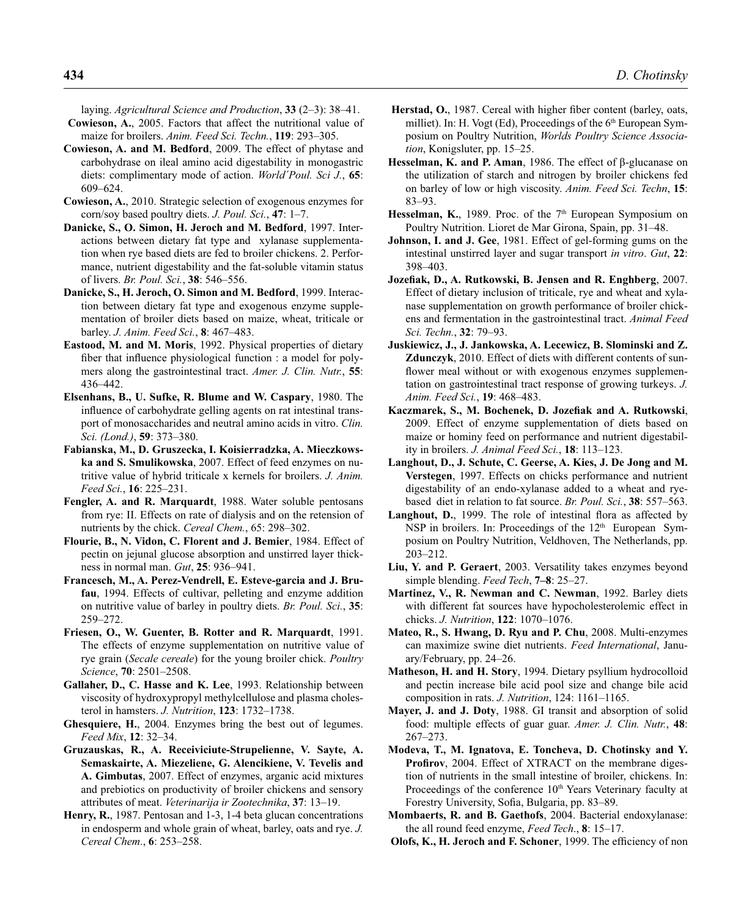laying. *Agricultural Science and Production*, **33** (2–3): 38–41.

**Cowieson, A.**, 2005. Factors that affect the nutritional value of maize for broilers. *Anim. Feed Sci. Techn.*, **119**: 293–305.

**Cowieson, A. and M. Bedford**, 2009. The effect of phytase and carbohydrase on ileal amino acid digestability in monogastric diets: complimentary mode of action. *World´Poul. Sci J.*, **65**: 609–624.

**Cowieson, A.**, 2010. Strategic selection of exogenous enzymes for corn/soy based poultry diets. *J. Poul. Sci.*, **47**: 1–7.

**Danicke, S., O. Simon, H. Jeroch and M. Bedford**, 1997. Interactions between dietary fat type and xylanase supplementation when rye based diets are fed to broiler chickens. 2. Performance, nutrient digestability and the fat-soluble vitamin status of livers. *Br. Poul. Sci.*, **38**: 546–556.

**Danicke, S., H. Jeroch, O. Simon and M. Bedford**, 1999. Interaction between dietary fat type and exogenous enzyme supplementation of broiler diets based on maize, wheat, triticale or barley. *J. Anim. Feed Sci.*, **8**: 467–483.

**Eastood, M. and M. Moris**, 1992. Physical properties of dietary fiber that influence physiological function : a model for polymers along the gastrointestinal tract. *Amer. J. Clin. Nutr.*, **55**: 436–442.

**Elsenhans, B., U. Sufke, R. Blume and W. Caspary**, 1980. The influence of carbohydrate gelling agents on rat intestinal transport of monosaccharides and neutral amino acids in vitro. *Clin. Sci. (Lond.)*, **59**: 373–380.

**Fabianska, M., D. Gruszecka, I. Koisierradzka, A. Mieczkowska and S. Smulikowska**, 2007. Effect of feed enzymes on nutritive value of hybrid triticale x kernels for broilers. *J. Anim. Feed Sci.*, **16**: 225–231.

**Fengler, A. and R. Marquardt**, 1988. Water soluble pentosans from rye: II. Effects on rate of dialysis and on the retension of nutrients by the chick. *Cereal Chem.*, 65: 298–302.

**Flourie, B., N. Vidon, C. Florent and J. Bemier**, 1984. Effect of pectin on jejunal glucose absorption and unstirred layer thickness in normal man. *Gut*, **25**: 936–941.

**Francesch, M., A. Perez-Vendrell, E. Esteve-garcia and J. Brufau**, 1994. Effects of cultivar, pelleting and enzyme addition on nutritive value of barley in poultry diets. *Br. Poul. Sci.*, **35**: 259–272.

**Friesen, O., W. Guenter, B. Rotter and R. Marquardt**, 1991. The effects of enzyme supplementation on nutritive value of rye grain (*Secale cereale*) for the young broiler chick. *Poultry Science*, **70**: 2501–2508.

**Gallaher, D., C. Hasse and K. Lee**, 1993. Relationship between viscosity of hydroxypropyl methylcellulose and plasma cholesterol in hamsters. *J. Nutrition*, **123**: 1732–1738.

**Ghesquiere, H.**, 2004. Enzymes bring the best out of legumes. *Feed Mix*, **12**: 32–34.

**Gruzauskas, R., A. Receiviciute-Strupelienne, V. Sayte, A. Semaskairte, A. Miezeliene, G. Alencikiene, V. Tevelis and A. Gimbutas**, 2007. Effect of enzymes, arganic acid mixtures and prebiotics on productivity of broiler chickens and sensory attributes of meat. *Veterinarija ir Zootechnika*, **37**: 13–19.

**Henry, R.**, 1987. Pentosan and 1-3, 1-4 beta glucan concentrations in endosperm and whole grain of wheat, barley, oats and rye. *J. Cereal Chem*., **6**: 253–258.

**Herstad, O.**, 1987. Cereal with higher fiber content (barley, oats, milliet). In: H. Vogt (Ed), Proceedings of the 6th European Symposium on Poultry Nutrition, *Worlds Poultry Science Association*, Konigsluter, pp. 15–25.

**Hesselman, K. and P. Aman**, 1986. The effect of β-glucanase on the utilization of starch and nitrogen by broiler chickens fed on barley of low or high viscosity. *Anim. Feed Sci. Techn*, **15**: 83–93.

**Hesselman, K.**, 1989. Proc. of the 7th European Symposium on Poultry Nutrition. Lioret de Mar Girona, Spain, pp. 31–48.

**Johnson, I. and J. Gee**, 1981. Effect of gel-forming gums on the intestinal unstirred layer and sugar transport *in vitro*. *Gut*, **22**: 398–403.

**Jozefiak, D., A. Rutkowski, B. Jensen and R. Enghberg**, 2007. Effect of dietary inclusion of triticale, rye and wheat and xylanase supplementation on growth performance of broiler chickens and fermentation in the gastrointestinal tract. *Animal Feed Sci. Techn.*, **32**: 79–93.

**Juskiewicz, J., J. Jankowska, A. Lecewicz, B. Slominski and Z. Zdunczyk**, 2010. Effect of diets with different contents of sunflower meal without or with exogenous enzymes supplementation on gastrointestinal tract response of growing turkeys. *J. Anim. Feed Sci.*, **19**: 468–483.

**Kaczmarek, S., M. Bochenek, D. Jozefiak and A. Rutkowski**, 2009. Effect of enzyme supplementation of diets based on maize or hominy feed on performance and nutrient digestability in broilers. *J. Animal Feed Sci.*, **18**: 113–123.

**Langhout, D., J. Schute, C. Geerse, A. Kies, J. De Jong and M. Verstegen**, 1997. Effects on chicks performance and nutrient digestability of an endo-xylanase added to a wheat and rye-based diet in relation to fat source. *Br. Poul. Sci.*, **38**: 557–563.

**Langhout, D.**, 1999. The role of intestinal flora as affected by NSP in broilers. In: Proceedings of the 12th European Symposium on Poultry Nutrition, Veldhoven, The Netherlands, pp. 203–212.

**Liu, Y. and P. Geraert**, 2003. Versatility takes enzymes beyond simple blending. *Feed Tech*, **7–8**: 25–27.

**Martinez, V., R. Newman and C. Newman**, 1992. Barley diets with different fat sources have hypocholesterolemic effect in chicks. *J. Nutrition*, **122**: 1070–1076.

**Mateo, R., S. Hwang, D. Ryu and P. Chu**, 2008. Multi-enzymes can maximize swine diet nutrients. *Feed International*, January/February, pp. 24–26.

**Matheson, H. and H. Story**, 1994. Dietary psyllium hydrocolloid and pectin increase bile acid pool size and change bile acid composition in rats. *J. Nutrition*, 124: 1161–1165.

**Mayer, J. and J. Doty**, 1988. GI transit and absorption of solid food: multiple effects of guar guar. *Amer. J. Clin. Nutr.*, **48**: 267–273.

**Modeva, T., M. Ignatova, E. Toncheva, D. Chotinsky and Y. Profirov**, 2004. Effect of XTRACT on the membrane digestion of nutrients in the small intestine of broiler, chickens. In: Proceedings of the conference 10th Years Veterinary faculty at Forestry University, Sofia, Bulgaria, pp. 83–89.

**Mombaerts, R. and B. Gaethofs**, 2004. Bacterial endoxylanase: the all round feed enzyme, *Feed Tech*., **8**: 15–17.

**Olofs, K., H. Jeroch and F. Schoner**, 1999. The efficiency of non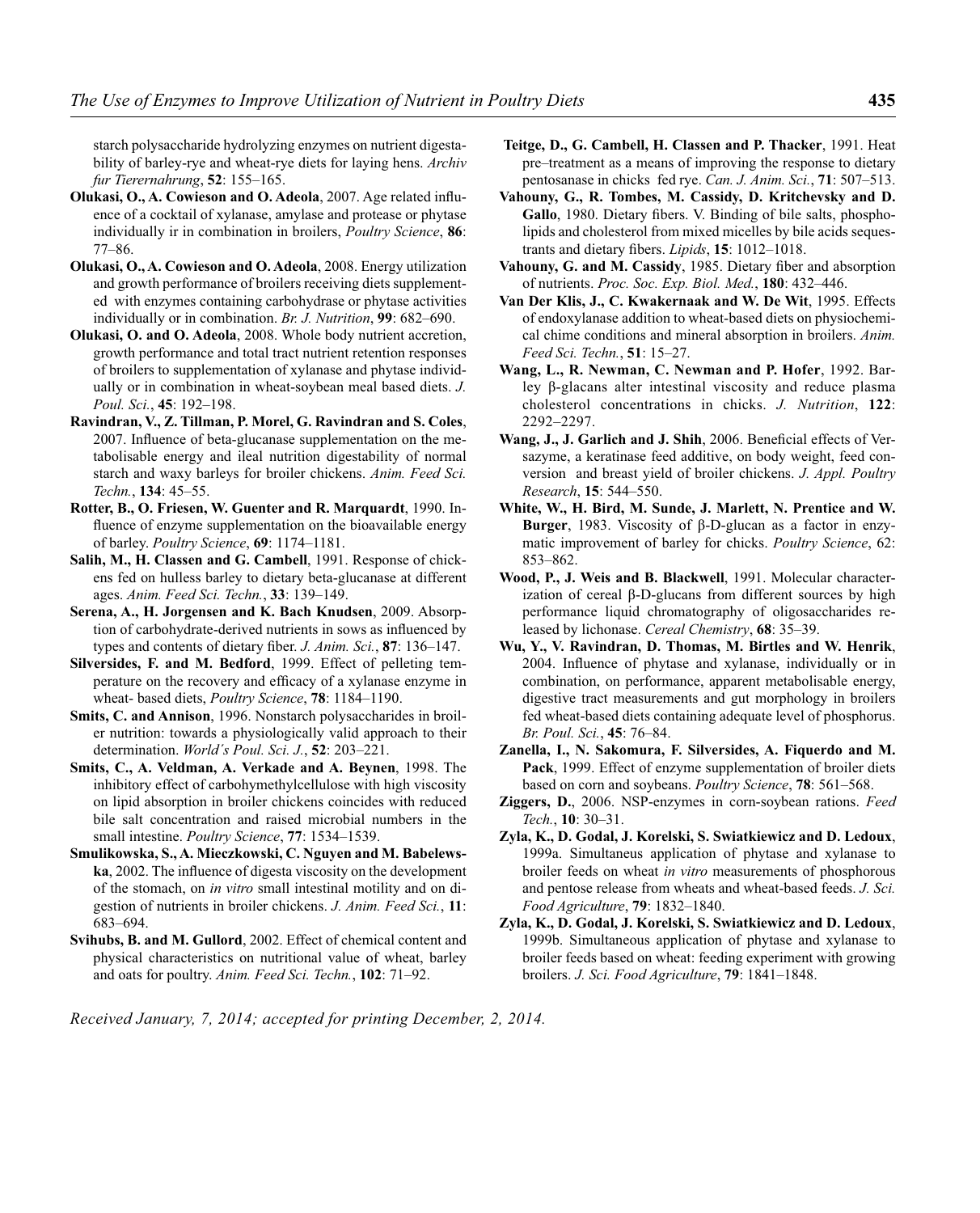starch polysaccharide hydrolyzing enzymes on nutrient digestability of barley-rye and wheat-rye diets for laying hens. *Archiv fur Tierernahrung*, **52**: 155–165.

**Olukasi, O., A. Cowieson and O. Adeola**, 2007. Age related influence of a cocktail of xylanase, amylase and protease or phytase individually ir in combination in broilers, *Poultry Science*, **86**: 77–86.

**Olukasi, O., A. Cowieson and O. Adeola**, 2008. Energy utilization and growth performance of broilers receiving diets supplemented with enzymes containing carbohydrase or phytase activities individually or in combination. *Br. J. Nutrition*, **99**: 682–690.

**Olukasi, O. and O. Adeola**, 2008. Whole body nutrient accretion, growth performance and total tract nutrient retention responses of broilers to supplementation of xylanase and phytase individually or in combination in wheat-soybean meal based diets. *J. Poul. Sci.*, **45**: 192–198.

**Ravindran, V., Z. Tillman, P. Morel, G. Ravindran and S. Coles**, 2007. Influence of beta-glucanase supplementation on the metabolisable energy and ileal nutrition digestability of normal starch and waxy barleys for broiler chickens. *Anim. Feed Sci. Techn.*, **134**: 45–55.

**Rotter, B., O. Friesen, W. Guenter and R. Marquardt**, 1990. Influence of enzyme supplementation on the bioavailable energy of barley. *Poultry Science*, **69**: 1174–1181.

**Salih, M., H. Classen and G. Cambell**, 1991. Response of chickens fed on hulless barley to dietary beta-glucanase at different ages. *Anim. Feed Sci. Techn.*, **33**: 139–149.

**Serena, A., H. Jorgensen and K. Bach Knudsen**, 2009. Absorption of carbohydrate-derived nutrients in sows as influenced by types and contents of dietary fiber. *J. Anim. Sci.*, **87**: 136–147.

**Silversides, F. and M. Bedford**, 1999. Effect of pelleting temperature on the recovery and efficacy of a xylanase enzyme in wheat- based diets, *Poultry Science*, **78**: 1184–1190.

**Smits, C. and Annison**, 1996. Nonstarch polysaccharides in broiler nutrition: towards a physiologically valid approach to their determination. *World´s Poul. Sci. J.*, **52**: 203–221.

**Smits, C., A. Veldman, A. Verkade and A. Beynen**, 1998. The inhibitory effect of carbohymethylcellulose with high viscosity on lipid absorption in broiler chickens coincides with reduced bile salt concentration and raised microbial numbers in the small intestine. *Poultry Science*, **77**: 1534–1539.

**Smulikowska, S., A. Mieczkowski, C. Nguyen and M. Babelewska**, 2002. The influence of digesta viscosity on the development of the stomach, on *in vitro* small intestinal motility and on digestion of nutrients in broiler chickens. *J. Anim. Feed Sci.*, **11**: 683–694.

**Svihubs, B. and M. Gullord**, 2002. Effect of chemical content and physical characteristics on nutritional value of wheat, barley and oats for poultry. *Anim. Feed Sci. Techn.*, **102**: 71–92.

**Teitge, D., G. Cambell, H. Classen and P. Thacker**, 1991. Heat pre–treatment as a means of improving the response to dietary pentosanase in chicks fed rye. *Can. J. Anim. Sci.*, **71**: 507–513.

**Vahouny, G., R. Tombes, M. Cassidy, D. Kritchevsky and D. Gallo**, 1980. Dietary fibers. V. Binding of bile salts, phospholipids and cholesterol from mixed micelles by bile acids sequestrants and dietary fibers. *Lipids*, **15**: 1012–1018.

**Vahouny, G. and M. Cassidy**, 1985. Dietary fiber and absorption of nutrients. *Proc. Soc. Exp. Biol. Med.*, **180**: 432–446.

**Van Der Klis, J., C. Kwakernaak and W. De Wit**, 1995. Effects of endoxylanase addition to wheat-based diets on physiochemical chime conditions and mineral absorption in broilers. *Anim. Feed Sci. Techn.*, **51**: 15–27.

**Wang, L., R. Newman, C. Newman and P. Hofer**, 1992. Barley β-glacans alter intestinal viscosity and reduce plasma cholesterol concentrations in chicks. *J. Nutrition*, **122**: 2292–2297.

**Wang, J., J. Garlich and J. Shih**, 2006. Beneficial effects of Versazyme, a keratinase feed additive, on body weight, feed conversion and breast yield of broiler chickens. *J. Appl. Poultry Research*, **15**: 544–550.

**White, W., H. Bird, M. Sunde, J. Marlett, N. Prentice and W. Burger**, 1983. Viscosity of β-D-glucan as a factor in enzymatic improvement of barley for chicks. *Poultry Science*, 62: 853–862.

**Wood, P., J. Weis and B. Blackwell**, 1991. Molecular characterization of cereal β-D-glucans from different sources by high performance liquid chromatography of oligosaccharides released by lichonase. *Cereal Chemistry*, **68**: 35–39.

**Wu, Y., V. Ravindran, D. Thomas, M. Birtles and W. Henrik**, 2004. Influence of phytase and xylanase, individually or in combination, on performance, apparent metabolisable energy, digestive tract measurements and gut morphology in broilers fed wheat-based diets containing adequate level of phosphorus. *Br. Poul. Sci.*, **45**: 76–84.

**Zanella, I., N. Sakomura, F. Silversides, A. Fiquerdo and M. Pack**, 1999. Effect of enzyme supplementation of broiler diets based on corn and soybeans. *Poultry Science*, **78**: 561–568.

**Ziggers, D.**, 2006. NSP-enzymes in corn-soybean rations. *Feed Tech.*, **10**: 30–31.

**Zyla, K., D. Godal, J. Korelski, S. Swiatkiewicz and D. Ledoux**, 1999a. Simultaneus application of phytase and xylanase to broiler feeds on wheat *in vitro* measurements of phosphorous and pentose release from wheats and wheat-based feeds. *J. Sci. Food Agriculture*, **79**: 1832–1840.

**Zyla, K., D. Godal, J. Korelski, S. Swiatkiewicz and D. Ledoux**, 1999b. Simultaneous application of phytase and xylanase to broiler feeds based on wheat: feeding experiment with growing broilers. *J. Sci. Food Agriculture*, **79**: 1841–1848.

*Received January, 7, 2014; accepted for printing December, 2, 2014.*